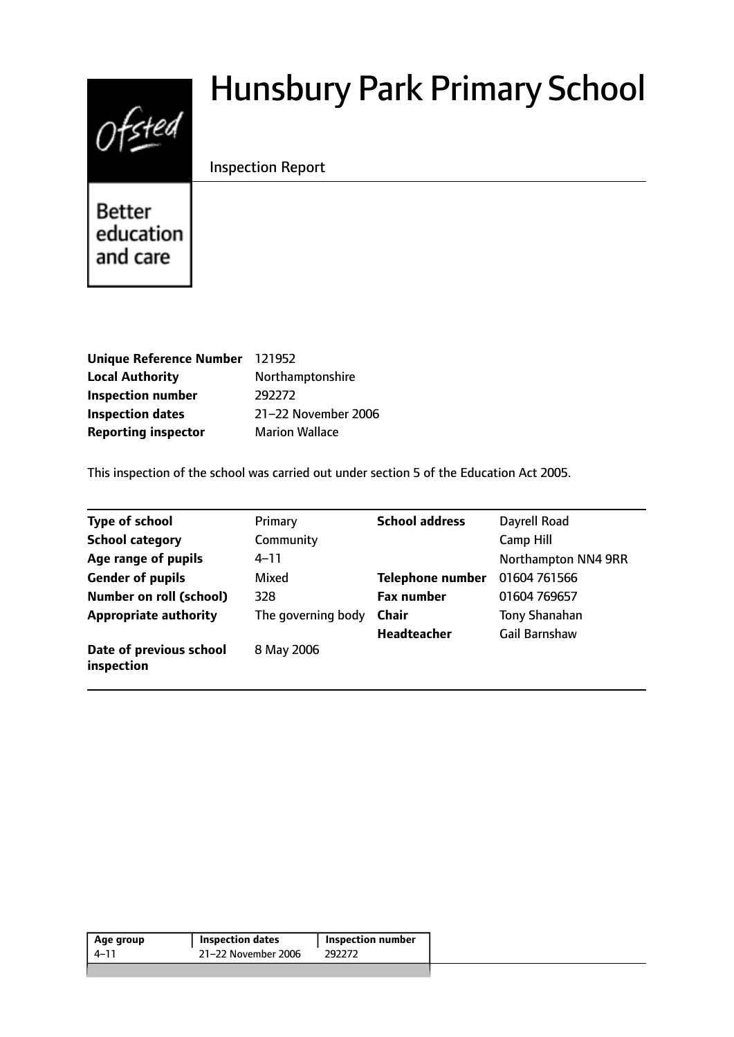# Hunsbury Park Primary School

Inspection Report

Better education and care

| | |
|---|---|
| **Unique Reference Number** | 121952 |
| **Local Authority** | Northamptonshire |
| **Inspection number** | 292272 |
| **Inspection dates** | 21–22 November 2006 |
| **Reporting inspector** | Marion Wallace |

This inspection of the school was carried out under section 5 of the Education Act 2005.

| | | | |
|---|---|---|---|
| **Type of school** | Primary | **School address** | Dayrell Road |
| **School category** | Community | | Camp Hill |
| **Age range of pupils** | 4–11 | | Northampton NN4 9RR |
| **Gender of pupils** | Mixed | **Telephone number** | 01604 761566 |
| **Number on roll (school)** | 328 | **Fax number** | 01604 769657 |
| **Appropriate authority** | The governing body | **Chair** | Tony Shanahan |
| | | **Headteacher** | Gail Barnshaw |
| **Date of previous school inspection** | 8 May 2006 | | |

| Age group | Inspection dates | Inspection number |
|---|---|---|
| 4–11 | 21–22 November 2006 | 292272 |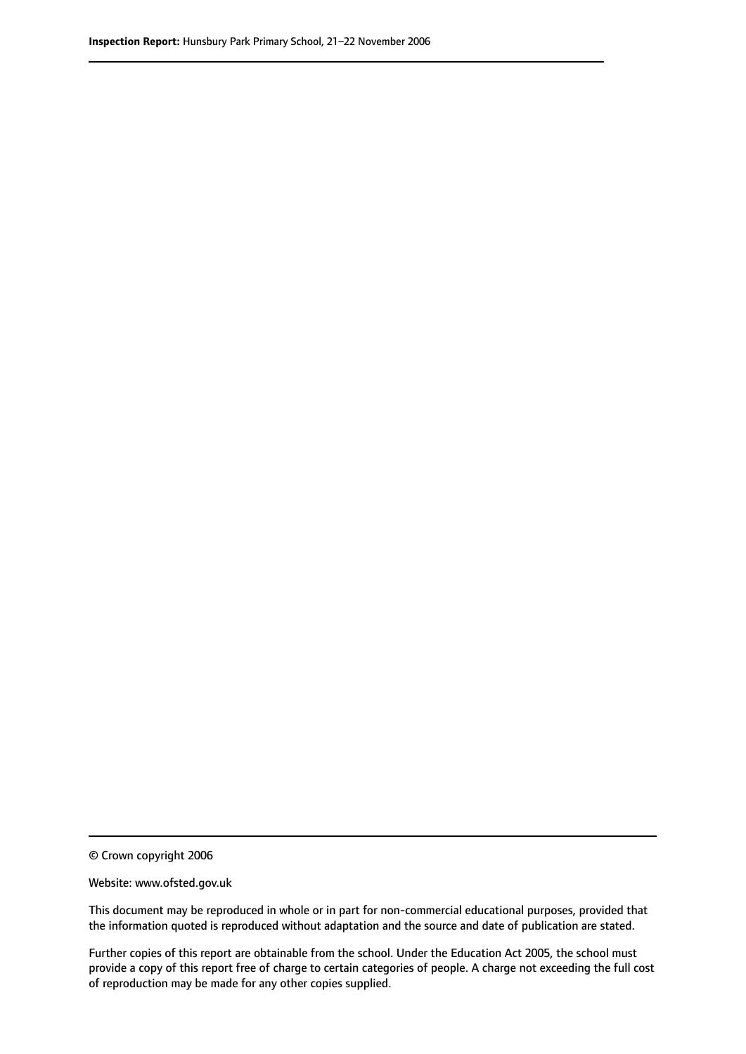© Crown copyright 2006

Website: www.ofsted.gov.uk

This document may be reproduced in whole or in part for non-commercial educational purposes, provided that the information quoted is reproduced without adaptation and the source and date of publication are stated.

Further copies of this report are obtainable from the school. Under the Education Act 2005, the school must provide a copy of this report free of charge to certain categories of people. A charge not exceeding the full cost of reproduction may be made for any other copies supplied.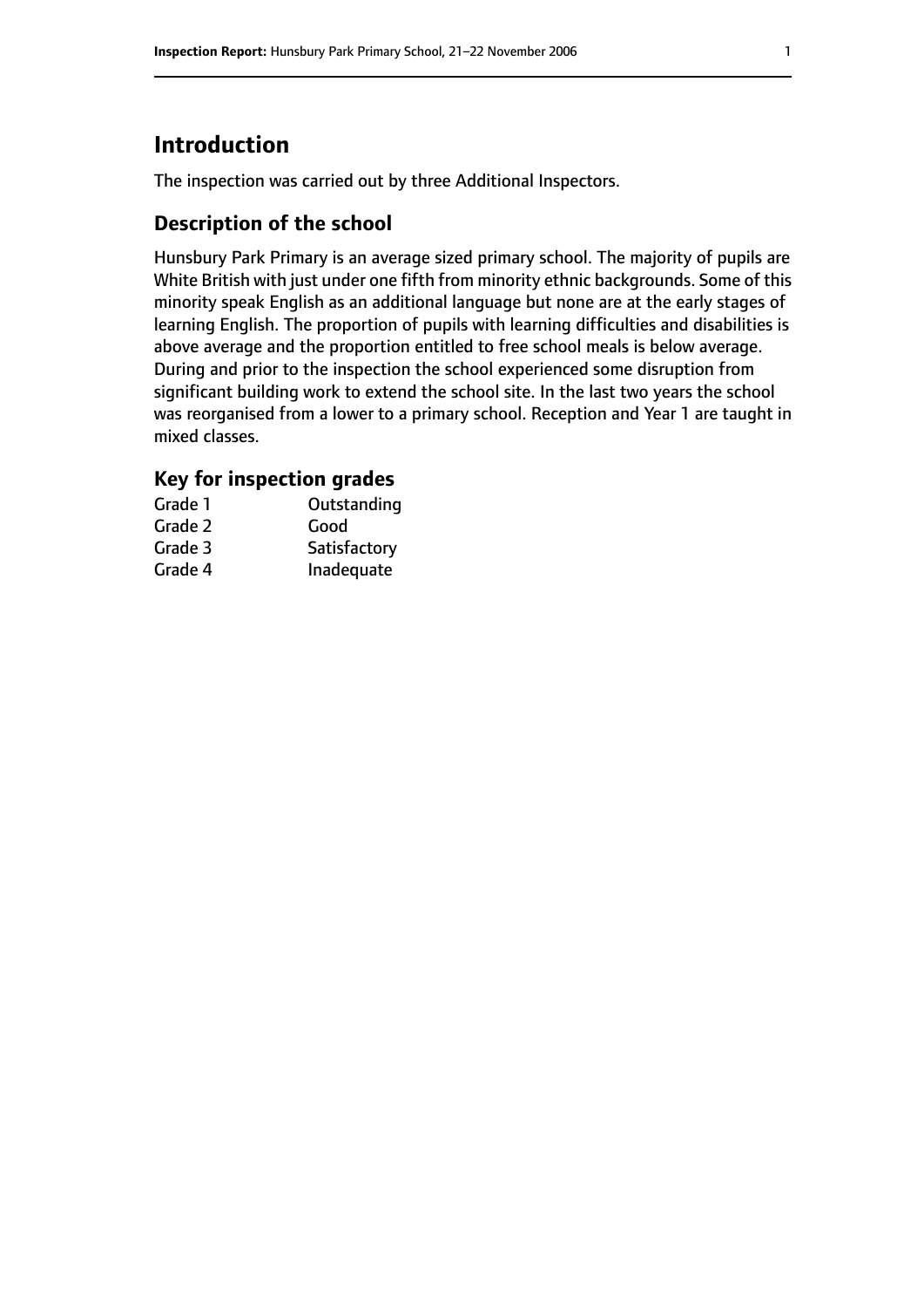# Introduction

The inspection was carried out by three Additional Inspectors.

## Description of the school

Hunsbury Park Primary is an average sized primary school. The majority of pupils are White British with just under one fifth from minority ethnic backgrounds. Some of this minority speak English as an additional language but none are at the early stages of learning English. The proportion of pupils with learning difficulties and disabilities is above average and the proportion entitled to free school meals is below average. During and prior to the inspection the school experienced some disruption from significant building work to extend the school site. In the last two years the school was reorganised from a lower to a primary school. Reception and Year 1 are taught in mixed classes.

## Key for inspection grades

| | |
|---|---|
| Grade 1 | Outstanding |
| Grade 2 | Good |
| Grade 3 | Satisfactory |
| Grade 4 | Inadequate |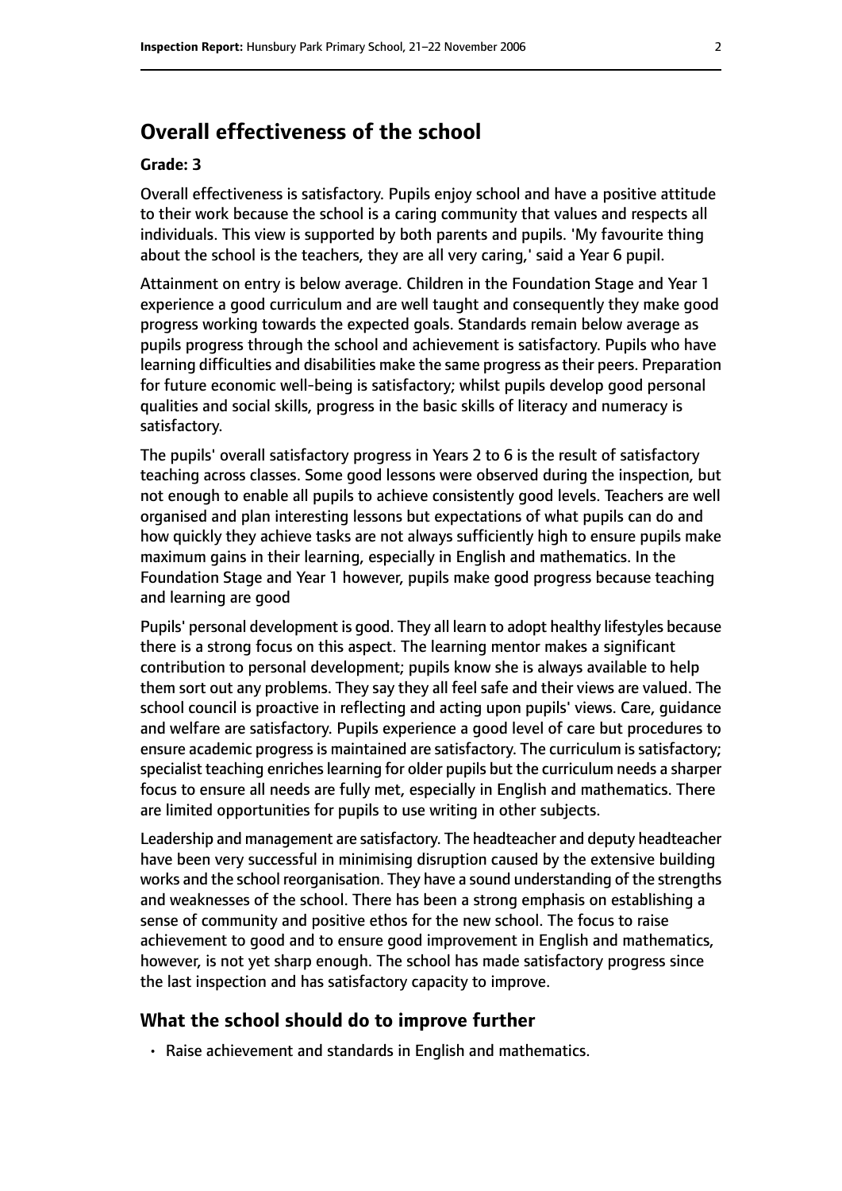## Overall effectiveness of the school

### Grade: 3

Overall effectiveness is satisfactory. Pupils enjoy school and have a positive attitude to their work because the school is a caring community that values and respects all individuals. This view is supported by both parents and pupils. 'My favourite thing about the school is the teachers, they are all very caring,' said a Year 6 pupil.

Attainment on entry is below average. Children in the Foundation Stage and Year 1 experience a good curriculum and are well taught and consequently they make good progress working towards the expected goals. Standards remain below average as pupils progress through the school and achievement is satisfactory. Pupils who have learning difficulties and disabilities make the same progress as their peers. Preparation for future economic well-being is satisfactory; whilst pupils develop good personal qualities and social skills, progress in the basic skills of literacy and numeracy is satisfactory.

The pupils' overall satisfactory progress in Years 2 to 6 is the result of satisfactory teaching across classes. Some good lessons were observed during the inspection, but not enough to enable all pupils to achieve consistently good levels. Teachers are well organised and plan interesting lessons but expectations of what pupils can do and how quickly they achieve tasks are not always sufficiently high to ensure pupils make maximum gains in their learning, especially in English and mathematics. In the Foundation Stage and Year 1 however, pupils make good progress because teaching and learning are good

Pupils' personal development is good. They all learn to adopt healthy lifestyles because there is a strong focus on this aspect. The learning mentor makes a significant contribution to personal development; pupils know she is always available to help them sort out any problems. They say they all feel safe and their views are valued. The school council is proactive in reflecting and acting upon pupils' views. Care, guidance and welfare are satisfactory. Pupils experience a good level of care but procedures to ensure academic progress is maintained are satisfactory. The curriculum is satisfactory; specialist teaching enriches learning for older pupils but the curriculum needs a sharper focus to ensure all needs are fully met, especially in English and mathematics. There are limited opportunities for pupils to use writing in other subjects.

Leadership and management are satisfactory. The headteacher and deputy headteacher have been very successful in minimising disruption caused by the extensive building works and the school reorganisation. They have a sound understanding of the strengths and weaknesses of the school. There has been a strong emphasis on establishing a sense of community and positive ethos for the new school. The focus to raise achievement to good and to ensure good improvement in English and mathematics, however, is not yet sharp enough. The school has made satisfactory progress since the last inspection and has satisfactory capacity to improve.

## What the school should do to improve further

- Raise achievement and standards in English and mathematics.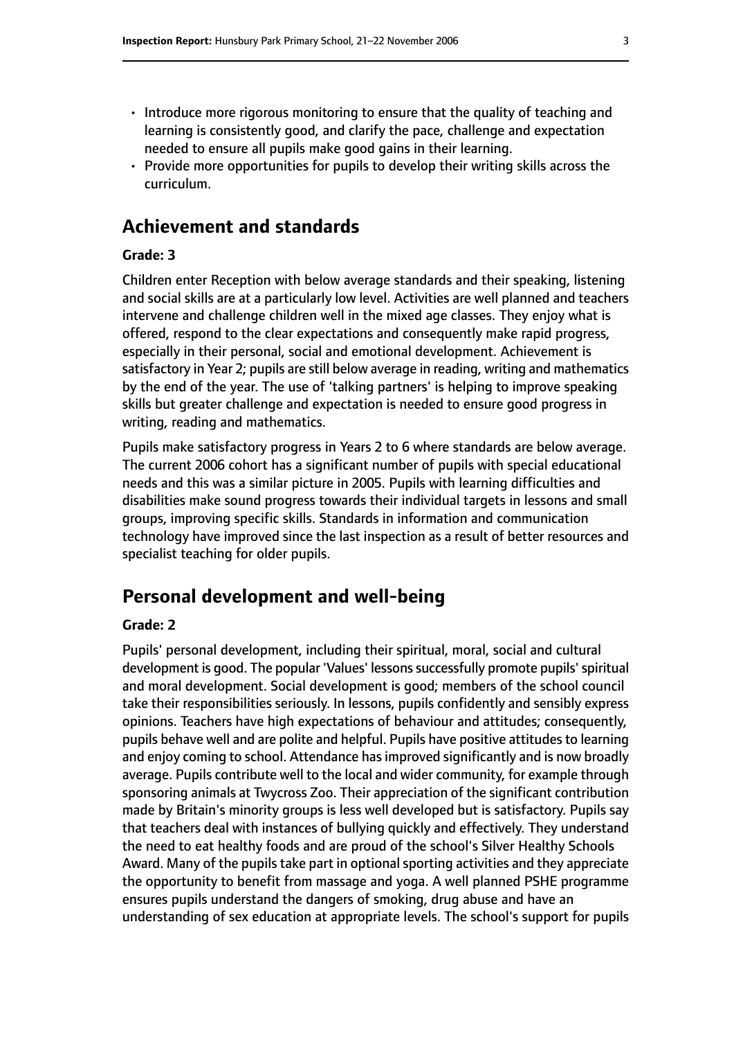- Introduce more rigorous monitoring to ensure that the quality of teaching and learning is consistently good, and clarify the pace, challenge and expectation needed to ensure all pupils make good gains in their learning.
- Provide more opportunities for pupils to develop their writing skills across the curriculum.

## Achievement and standards

**Grade: 3**

Children enter Reception with below average standards and their speaking, listening and social skills are at a particularly low level. Activities are well planned and teachers intervene and challenge children well in the mixed age classes. They enjoy what is offered, respond to the clear expectations and consequently make rapid progress, especially in their personal, social and emotional development. Achievement is satisfactory in Year 2; pupils are still below average in reading, writing and mathematics by the end of the year. The use of 'talking partners' is helping to improve speaking skills but greater challenge and expectation is needed to ensure good progress in writing, reading and mathematics.

Pupils make satisfactory progress in Years 2 to 6 where standards are below average. The current 2006 cohort has a significant number of pupils with special educational needs and this was a similar picture in 2005. Pupils with learning difficulties and disabilities make sound progress towards their individual targets in lessons and small groups, improving specific skills. Standards in information and communication technology have improved since the last inspection as a result of better resources and specialist teaching for older pupils.

## Personal development and well-being

**Grade: 2**

Pupils' personal development, including their spiritual, moral, social and cultural development is good. The popular 'Values' lessons successfully promote pupils' spiritual and moral development. Social development is good; members of the school council take their responsibilities seriously. In lessons, pupils confidently and sensibly express opinions. Teachers have high expectations of behaviour and attitudes; consequently, pupils behave well and are polite and helpful. Pupils have positive attitudes to learning and enjoy coming to school. Attendance has improved significantly and is now broadly average. Pupils contribute well to the local and wider community, for example through sponsoring animals at Twycross Zoo. Their appreciation of the significant contribution made by Britain's minority groups is less well developed but is satisfactory. Pupils say that teachers deal with instances of bullying quickly and effectively. They understand the need to eat healthy foods and are proud of the school's Silver Healthy Schools Award. Many of the pupils take part in optional sporting activities and they appreciate the opportunity to benefit from massage and yoga. A well planned PSHE programme ensures pupils understand the dangers of smoking, drug abuse and have an understanding of sex education at appropriate levels. The school's support for pupils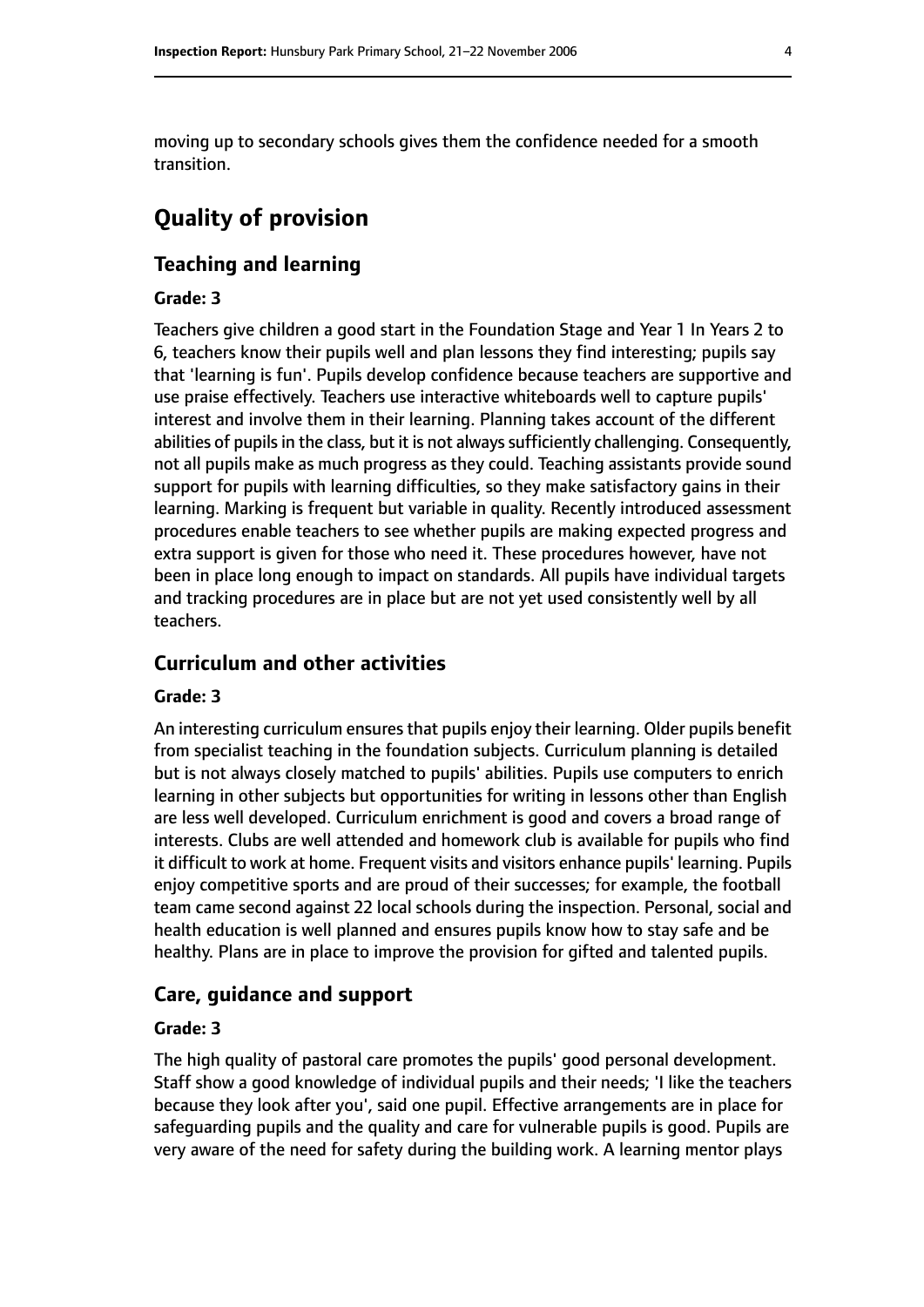moving up to secondary schools gives them the confidence needed for a smooth transition.

# Quality of provision

## Teaching and learning

### Grade: 3

Teachers give children a good start in the Foundation Stage and Year 1 In Years 2 to 6, teachers know their pupils well and plan lessons they find interesting; pupils say that 'learning is fun'. Pupils develop confidence because teachers are supportive and use praise effectively. Teachers use interactive whiteboards well to capture pupils' interest and involve them in their learning. Planning takes account of the different abilities of pupils in the class, but it is not always sufficiently challenging. Consequently, not all pupils make as much progress as they could. Teaching assistants provide sound support for pupils with learning difficulties, so they make satisfactory gains in their learning. Marking is frequent but variable in quality. Recently introduced assessment procedures enable teachers to see whether pupils are making expected progress and extra support is given for those who need it. These procedures however, have not been in place long enough to impact on standards. All pupils have individual targets and tracking procedures are in place but are not yet used consistently well by all teachers.

## Curriculum and other activities

### Grade: 3

An interesting curriculum ensures that pupils enjoy their learning. Older pupils benefit from specialist teaching in the foundation subjects. Curriculum planning is detailed but is not always closely matched to pupils' abilities. Pupils use computers to enrich learning in other subjects but opportunities for writing in lessons other than English are less well developed. Curriculum enrichment is good and covers a broad range of interests. Clubs are well attended and homework club is available for pupils who find it difficult to work at home. Frequent visits and visitors enhance pupils' learning. Pupils enjoy competitive sports and are proud of their successes; for example, the football team came second against 22 local schools during the inspection. Personal, social and health education is well planned and ensures pupils know how to stay safe and be healthy. Plans are in place to improve the provision for gifted and talented pupils.

## Care, guidance and support

### Grade: 3

The high quality of pastoral care promotes the pupils' good personal development. Staff show a good knowledge of individual pupils and their needs; 'I like the teachers because they look after you', said one pupil. Effective arrangements are in place for safeguarding pupils and the quality and care for vulnerable pupils is good. Pupils are very aware of the need for safety during the building work. A learning mentor plays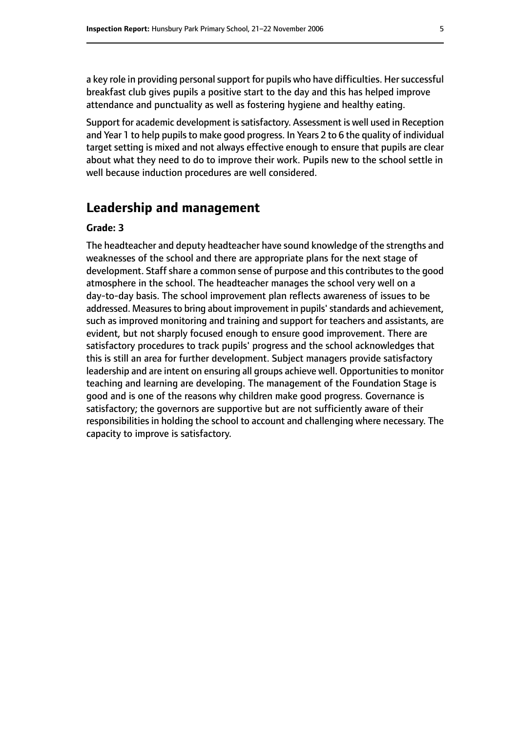a key role in providing personal support for pupils who have difficulties. Her successful breakfast club gives pupils a positive start to the day and this has helped improve attendance and punctuality as well as fostering hygiene and healthy eating.

Support for academic development is satisfactory. Assessment is well used in Reception and Year 1 to help pupils to make good progress. In Years 2 to 6 the quality of individual target setting is mixed and not always effective enough to ensure that pupils are clear about what they need to do to improve their work. Pupils new to the school settle in well because induction procedures are well considered.

## Leadership and management

**Grade: 3**

The headteacher and deputy headteacher have sound knowledge of the strengths and weaknesses of the school and there are appropriate plans for the next stage of development. Staff share a common sense of purpose and this contributes to the good atmosphere in the school. The headteacher manages the school very well on a day-to-day basis. The school improvement plan reflects awareness of issues to be addressed. Measures to bring about improvement in pupils' standards and achievement, such as improved monitoring and training and support for teachers and assistants, are evident, but not sharply focused enough to ensure good improvement. There are satisfactory procedures to track pupils' progress and the school acknowledges that this is still an area for further development. Subject managers provide satisfactory leadership and are intent on ensuring all groups achieve well. Opportunities to monitor teaching and learning are developing. The management of the Foundation Stage is good and is one of the reasons why children make good progress. Governance is satisfactory; the governors are supportive but are not sufficiently aware of their responsibilities in holding the school to account and challenging where necessary. The capacity to improve is satisfactory.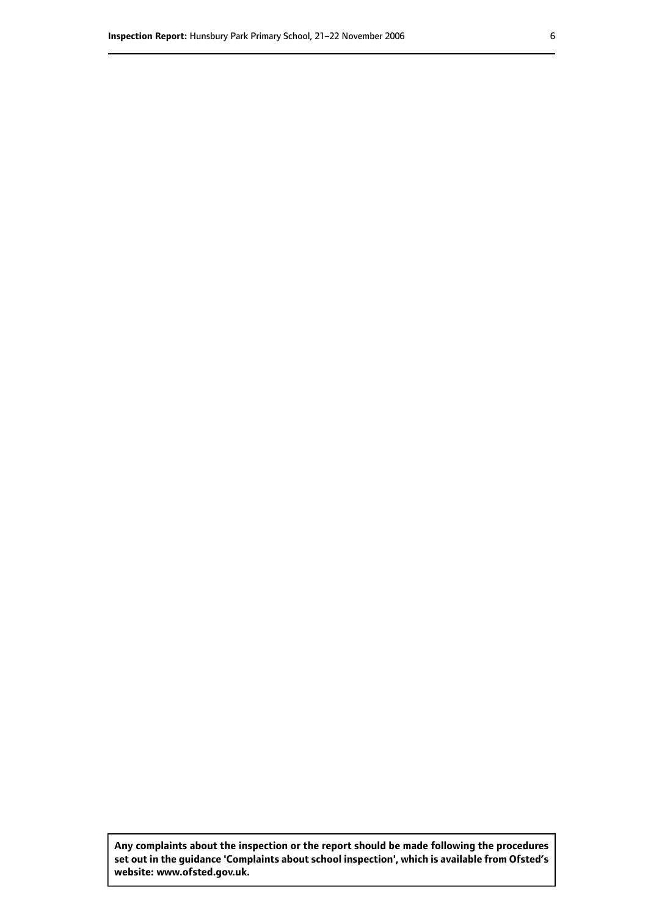**Any complaints about the inspection or the report should be made following the procedures set out in the guidance 'Complaints about school inspection', which is available from Ofsted's website: www.ofsted.gov.uk.**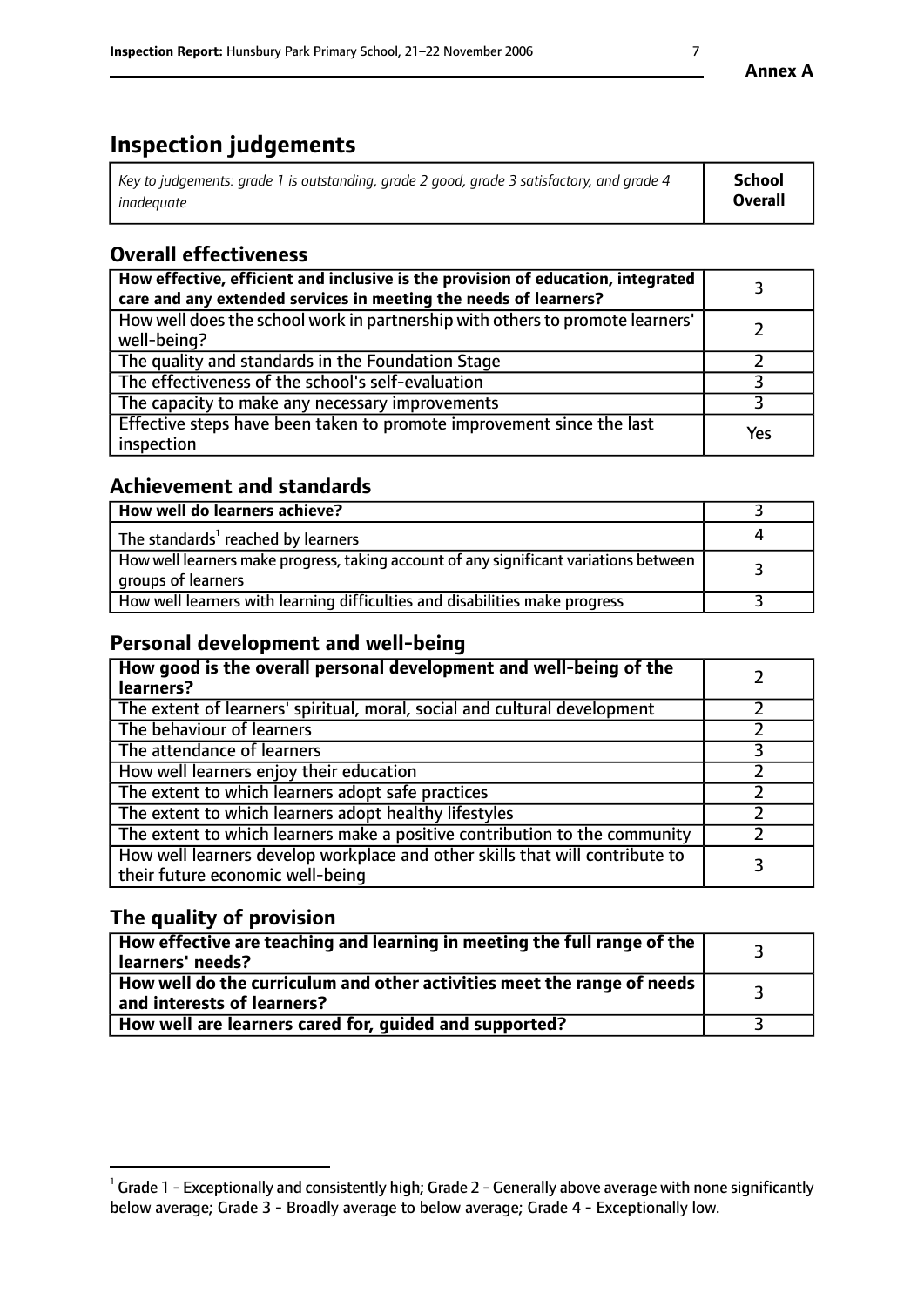Annex A

# Inspection judgements

| *Key to judgements: grade 1 is outstanding, grade 2 good, grade 3 satisfactory, and grade 4 inadequate* | **School Overall** |
|---|---|

## Overall effectiveness

| | |
|---|---|
| **How effective, efficient and inclusive is the provision of education, integrated care and any extended services in meeting the needs of learners?** | 3 |
| How well does the school work in partnership with others to promote learners' well-being? | 2 |
| The quality and standards in the Foundation Stage | 2 |
| The effectiveness of the school's self-evaluation | 3 |
| The capacity to make any necessary improvements | 3 |
| Effective steps have been taken to promote improvement since the last inspection | Yes |

## Achievement and standards

| | |
|---|---|
| **How well do learners achieve?** | 3 |
| The standards[1] reached by learners | 4 |
| How well learners make progress, taking account of any significant variations between groups of learners | 3 |
| How well learners with learning difficulties and disabilities make progress | 3 |

## Personal development and well-being

| | |
|---|---|
| **How good is the overall personal development and well-being of the learners?** | 2 |
| The extent of learners' spiritual, moral, social and cultural development | 2 |
| The behaviour of learners | 2 |
| The attendance of learners | 3 |
| How well learners enjoy their education | 2 |
| The extent to which learners adopt safe practices | 2 |
| The extent to which learners adopt healthy lifestyles | 2 |
| The extent to which learners make a positive contribution to the community | 2 |
| How well learners develop workplace and other skills that will contribute to their future economic well-being | 3 |

## The quality of provision

| | |
|---|---|
| **How effective are teaching and learning in meeting the full range of the learners' needs?** | 3 |
| **How well do the curriculum and other activities meet the range of needs and interests of learners?** | 3 |
| **How well are learners cared for, guided and supported?** | 3 |

[1] Grade 1 - Exceptionally and consistently high; Grade 2 - Generally above average with none significantly below average; Grade 3 - Broadly average to below average; Grade 4 - Exceptionally low.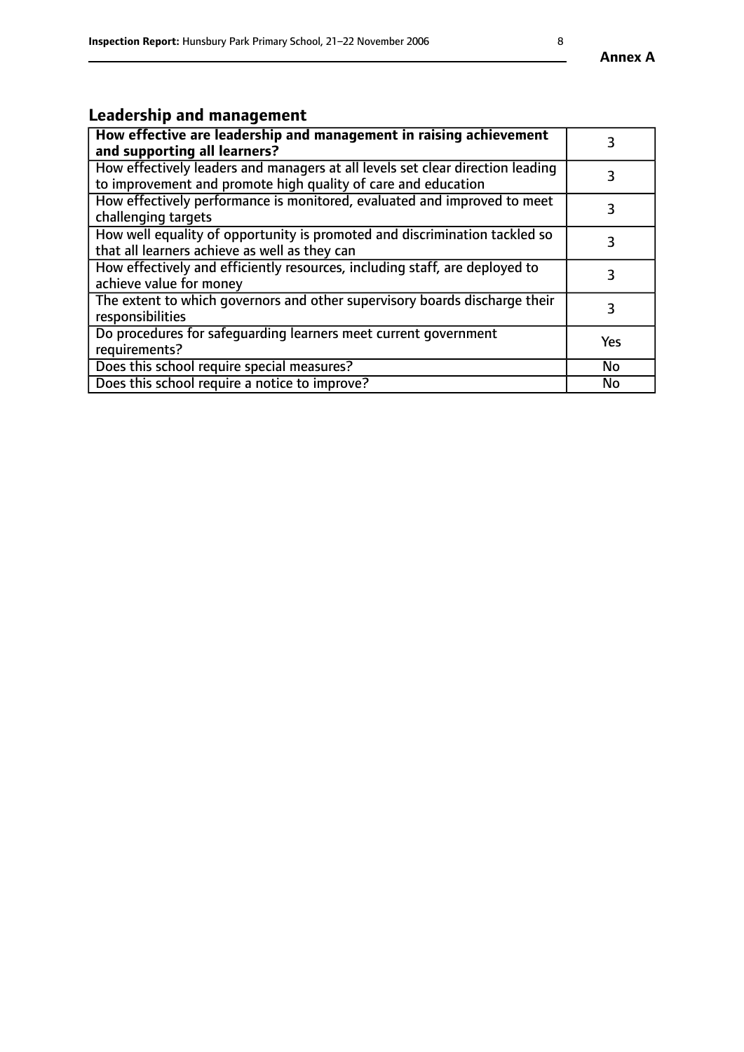## Leadership and management

| | |
|---|---|
| **How effective are leadership and management in raising achievement and supporting all learners?** | 3 |
| How effectively leaders and managers at all levels set clear direction leading to improvement and promote high quality of care and education | 3 |
| How effectively performance is monitored, evaluated and improved to meet challenging targets | 3 |
| How well equality of opportunity is promoted and discrimination tackled so that all learners achieve as well as they can | 3 |
| How effectively and efficiently resources, including staff, are deployed to achieve value for money | 3 |
| The extent to which governors and other supervisory boards discharge their responsibilities | 3 |
| Do procedures for safeguarding learners meet current government requirements? | Yes |
| Does this school require special measures? | No |
| Does this school require a notice to improve? | No |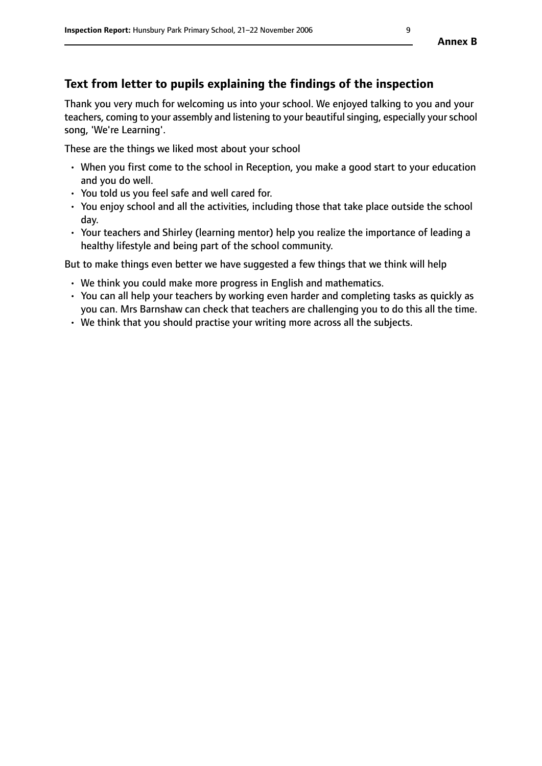## Text from letter to pupils explaining the findings of the inspection

Thank you very much for welcoming us into your school. We enjoyed talking to you and your teachers, coming to your assembly and listening to your beautiful singing, especially your school song, 'We're Learning'.

These are the things we liked most about your school

- When you first come to the school in Reception, you make a good start to your education and you do well.
- You told us you feel safe and well cared for.
- You enjoy school and all the activities, including those that take place outside the school day.
- Your teachers and Shirley (learning mentor) help you realize the importance of leading a healthy lifestyle and being part of the school community.

But to make things even better we have suggested a few things that we think will help

- We think you could make more progress in English and mathematics.
- You can all help your teachers by working even harder and completing tasks as quickly as you can. Mrs Barnshaw can check that teachers are challenging you to do this all the time.
- We think that you should practise your writing more across all the subjects.